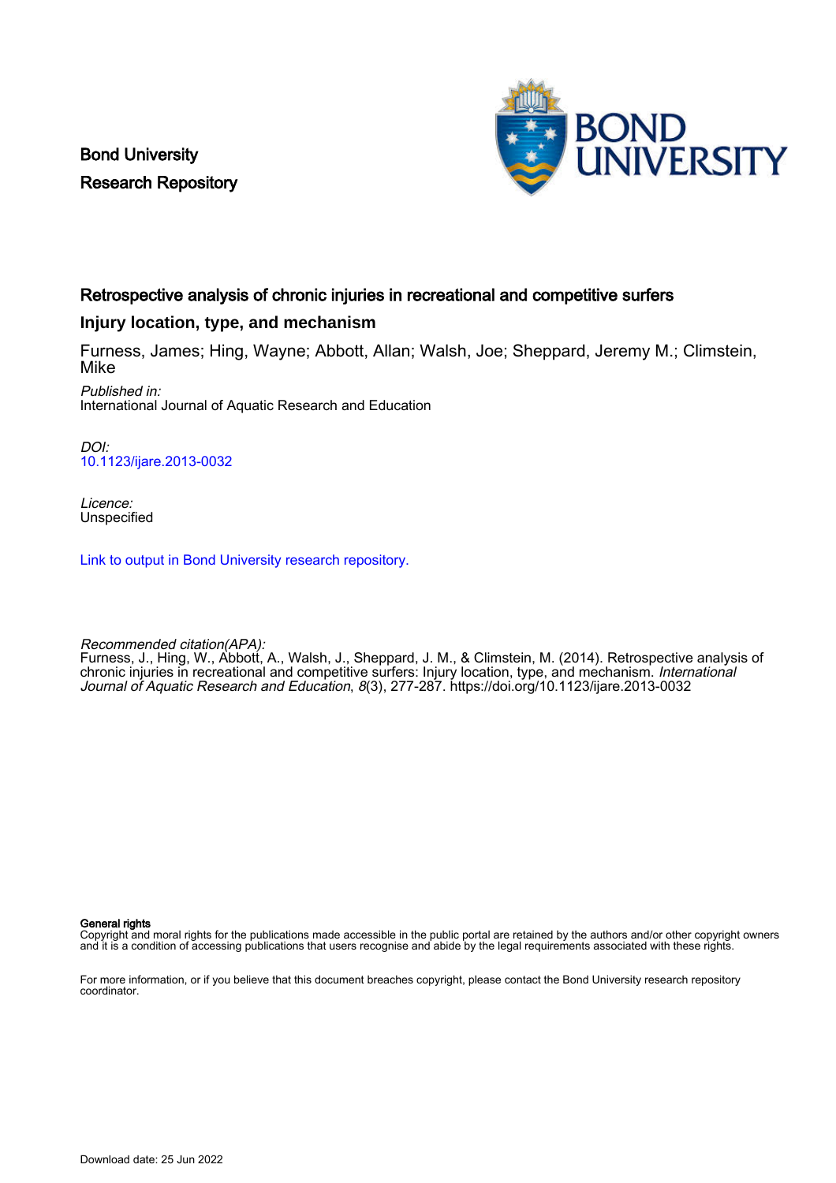Bond University
Research Repository

# Retrospective analysis of chronic injuries in recreational and competitive surfers

## Injury location, type, and mechanism

Furness, James; Hing, Wayne; Abbott, Allan; Walsh, Joe; Sheppard, Jeremy M.; Climstein, Mike

*Published in:*
International Journal of Aquatic Research and Education

*DOI:*
10.1123/ijare.2013-0032

*Licence:*
Unspecified

Link to output in Bond University research repository.

*Recommended citation(APA):*
Furness, J., Hing, W., Abbott, A., Walsh, J., Sheppard, J. M., & Climstein, M. (2014). Retrospective analysis of chronic injuries in recreational and competitive surfers: Injury location, type, and mechanism. *International Journal of Aquatic Research and Education*, *8*(3), 277-287. https://doi.org/10.1123/ijare.2013-0032

**General rights**
Copyright and moral rights for the publications made accessible in the public portal are retained by the authors and/or other copyright owners and it is a condition of accessing publications that users recognise and abide by the legal requirements associated with these rights.

For more information, or if you believe that this document breaches copyright, please contact the Bond University research repository coordinator.

Download date: 25 Jun 2022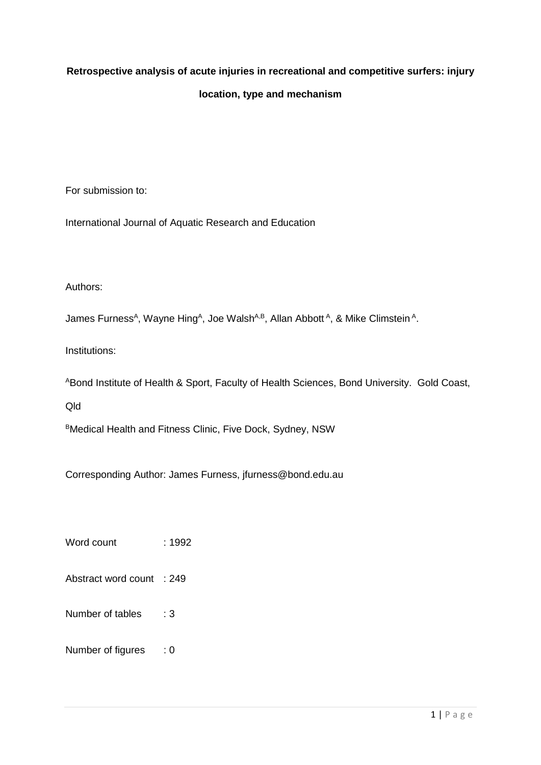**Retrospective analysis of acute injuries in recreational and competitive surfers: injury location, type and mechanism**

For submission to:

International Journal of Aquatic Research and Education

Authors:

James Furness[A], Wayne Hing[A], Joe Walsh[A,B], Allan Abbott[A], & Mike Climstein[A].

Institutions:

[A]Bond Institute of Health & Sport, Faculty of Health Sciences, Bond University. Gold Coast, Qld

[B]Medical Health and Fitness Clinic, Five Dock, Sydney, NSW

Corresponding Author: James Furness, jfurness@bond.edu.au

Word count : 1992

Abstract word count : 249

Number of tables : 3

Number of figures : 0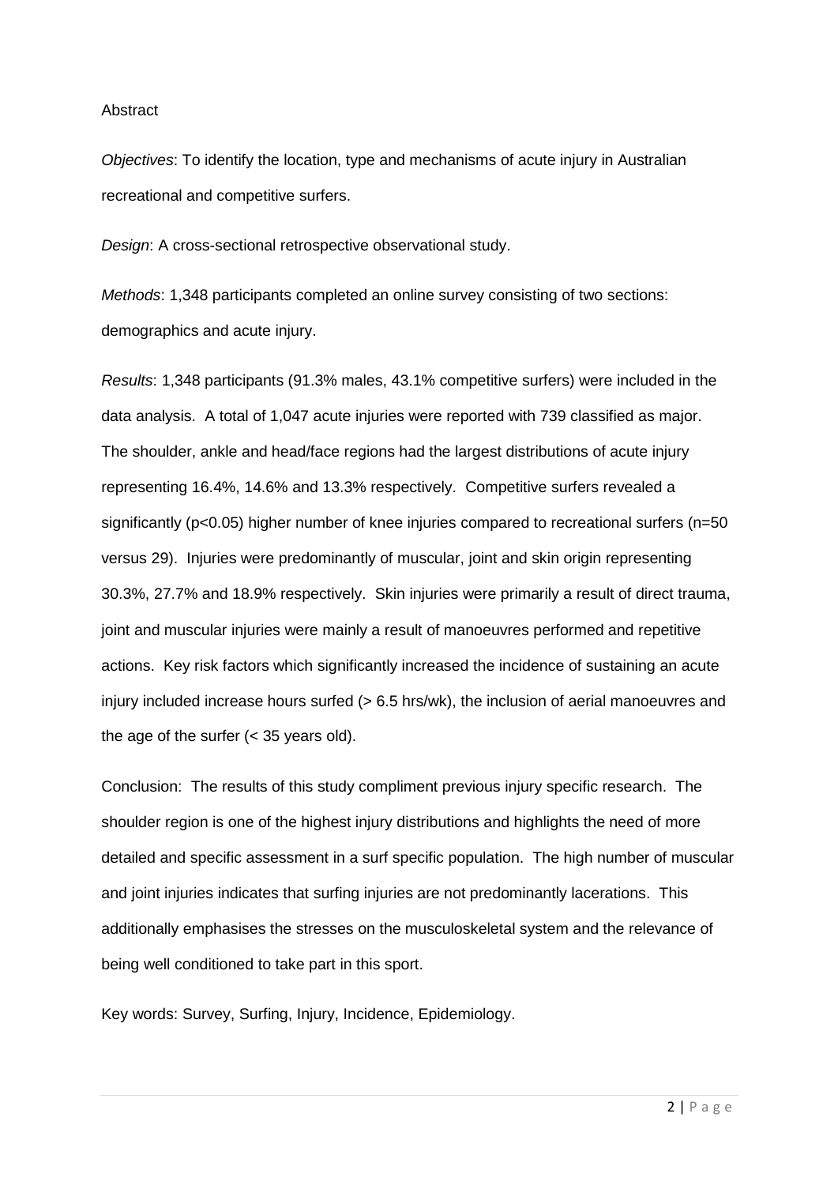Abstract

*Objectives*: To identify the location, type and mechanisms of acute injury in Australian recreational and competitive surfers.

*Design*: A cross-sectional retrospective observational study.

*Methods*: 1,348 participants completed an online survey consisting of two sections: demographics and acute injury.

*Results*: 1,348 participants (91.3% males, 43.1% competitive surfers) were included in the data analysis. A total of 1,047 acute injuries were reported with 739 classified as major. The shoulder, ankle and head/face regions had the largest distributions of acute injury representing 16.4%, 14.6% and 13.3% respectively. Competitive surfers revealed a significantly ($p<0.05$) higher number of knee injuries compared to recreational surfers ($n=50$ versus 29). Injuries were predominantly of muscular, joint and skin origin representing 30.3%, 27.7% and 18.9% respectively. Skin injuries were primarily a result of direct trauma, joint and muscular injuries were mainly a result of manoeuvres performed and repetitive actions. Key risk factors which significantly increased the incidence of sustaining an acute injury included increase hours surfed (> 6.5 hrs/wk), the inclusion of aerial manoeuvres and the age of the surfer (< 35 years old).

Conclusion: The results of this study compliment previous injury specific research. The shoulder region is one of the highest injury distributions and highlights the need of more detailed and specific assessment in a surf specific population. The high number of muscular and joint injuries indicates that surfing injuries are not predominantly lacerations. This additionally emphasises the stresses on the musculoskeletal system and the relevance of being well conditioned to take part in this sport.

Key words: Survey, Surfing, Injury, Incidence, Epidemiology.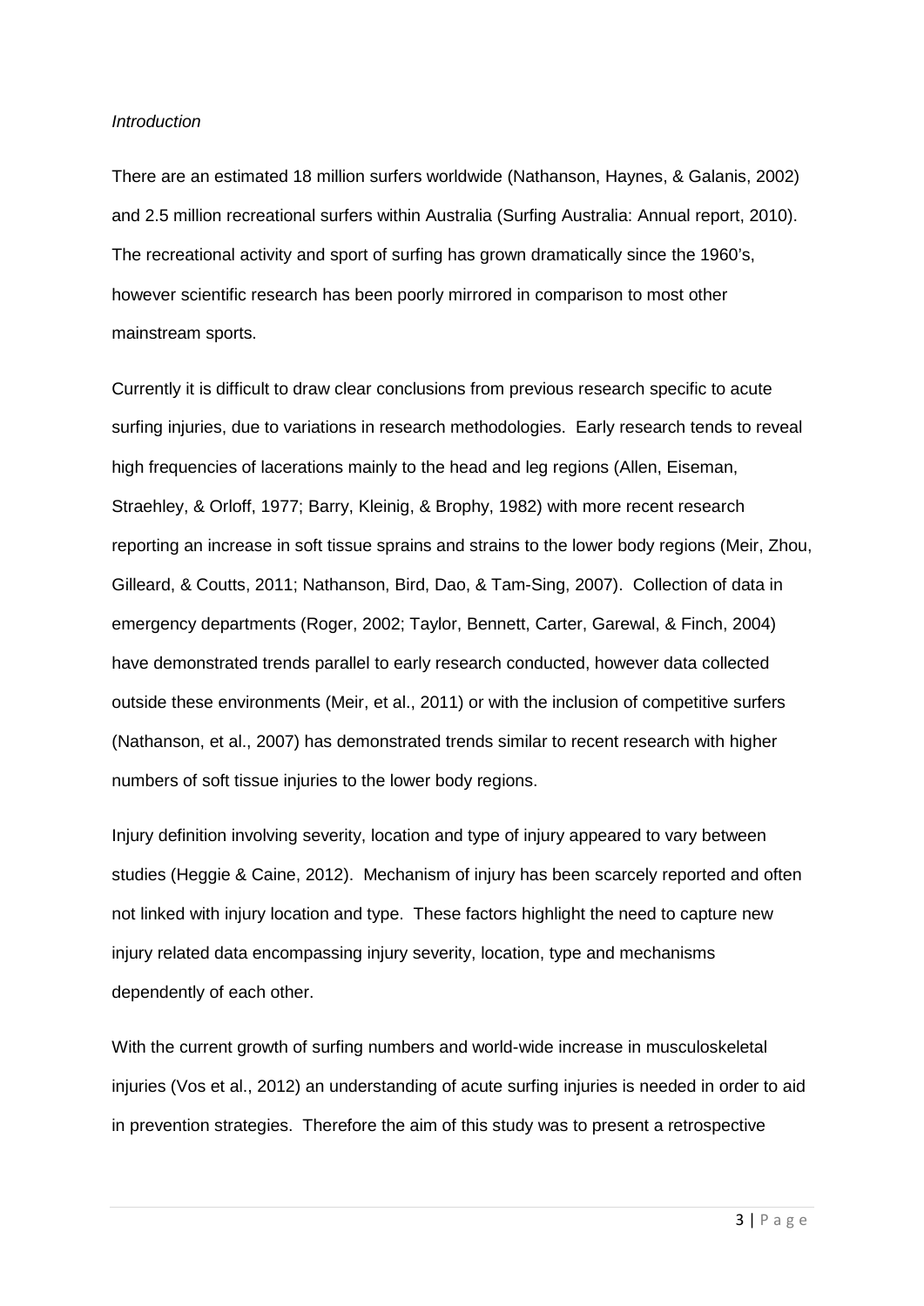*Introduction*

There are an estimated 18 million surfers worldwide (Nathanson, Haynes, & Galanis, 2002) and 2.5 million recreational surfers within Australia (Surfing Australia: Annual report, 2010). The recreational activity and sport of surfing has grown dramatically since the 1960's, however scientific research has been poorly mirrored in comparison to most other mainstream sports.

Currently it is difficult to draw clear conclusions from previous research specific to acute surfing injuries, due to variations in research methodologies. Early research tends to reveal high frequencies of lacerations mainly to the head and leg regions (Allen, Eiseman, Straehley, & Orloff, 1977; Barry, Kleinig, & Brophy, 1982) with more recent research reporting an increase in soft tissue sprains and strains to the lower body regions (Meir, Zhou, Gilleard, & Coutts, 2011; Nathanson, Bird, Dao, & Tam-Sing, 2007). Collection of data in emergency departments (Roger, 2002; Taylor, Bennett, Carter, Garewal, & Finch, 2004) have demonstrated trends parallel to early research conducted, however data collected outside these environments (Meir, et al., 2011) or with the inclusion of competitive surfers (Nathanson, et al., 2007) has demonstrated trends similar to recent research with higher numbers of soft tissue injuries to the lower body regions.

Injury definition involving severity, location and type of injury appeared to vary between studies (Heggie & Caine, 2012). Mechanism of injury has been scarcely reported and often not linked with injury location and type. These factors highlight the need to capture new injury related data encompassing injury severity, location, type and mechanisms dependently of each other.

With the current growth of surfing numbers and world-wide increase in musculoskeletal injuries (Vos et al., 2012) an understanding of acute surfing injuries is needed in order to aid in prevention strategies. Therefore the aim of this study was to present a retrospective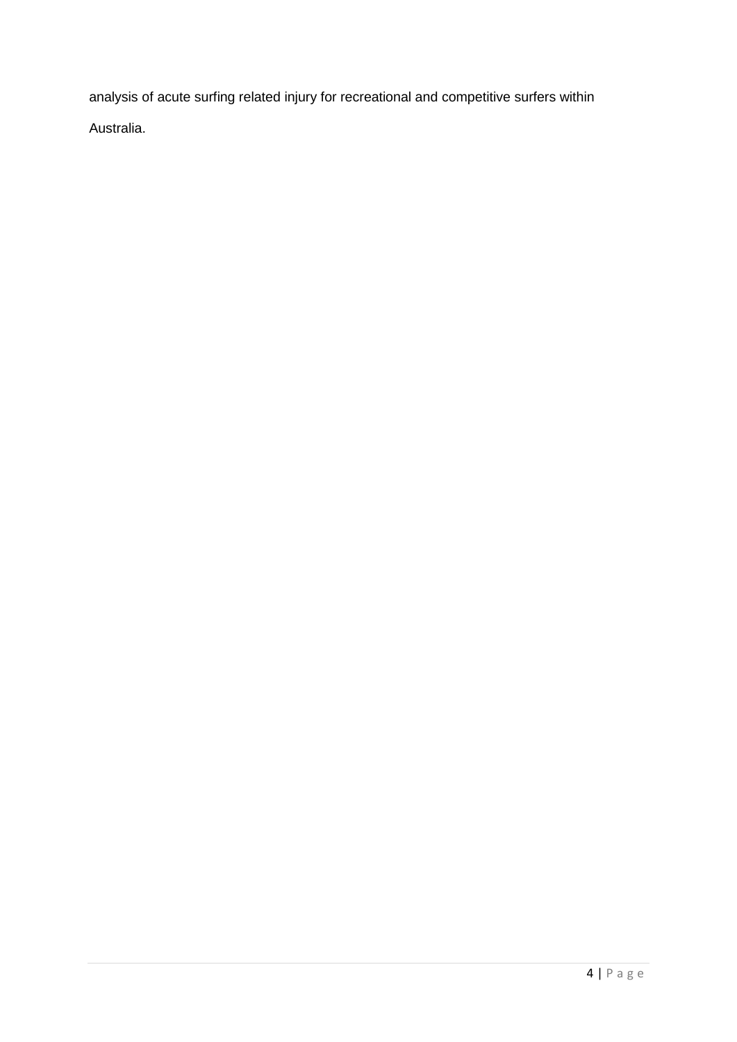analysis of acute surfing related injury for recreational and competitive surfers within Australia.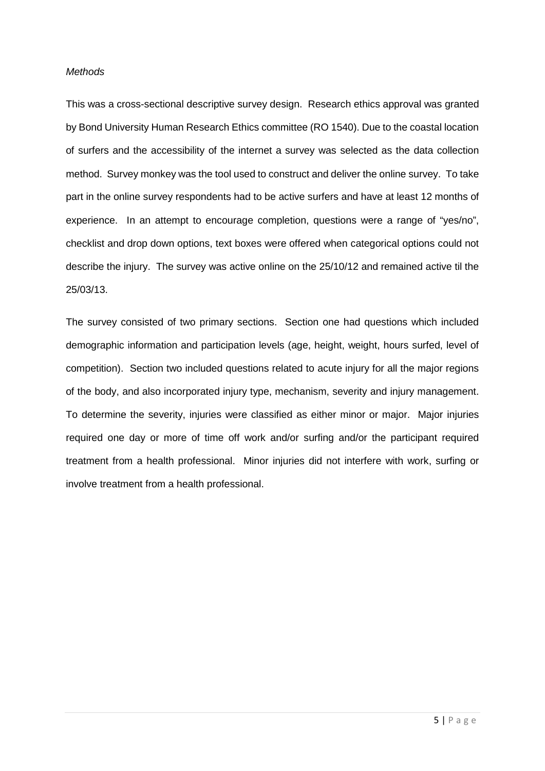*Methods*

This was a cross-sectional descriptive survey design. Research ethics approval was granted by Bond University Human Research Ethics committee (RO 1540). Due to the coastal location of surfers and the accessibility of the internet a survey was selected as the data collection method. Survey monkey was the tool used to construct and deliver the online survey. To take part in the online survey respondents had to be active surfers and have at least 12 months of experience. In an attempt to encourage completion, questions were a range of "yes/no", checklist and drop down options, text boxes were offered when categorical options could not describe the injury. The survey was active online on the 25/10/12 and remained active til the 25/03/13.

The survey consisted of two primary sections. Section one had questions which included demographic information and participation levels (age, height, weight, hours surfed, level of competition). Section two included questions related to acute injury for all the major regions of the body, and also incorporated injury type, mechanism, severity and injury management. To determine the severity, injuries were classified as either minor or major. Major injuries required one day or more of time off work and/or surfing and/or the participant required treatment from a health professional. Minor injuries did not interfere with work, surfing or involve treatment from a health professional.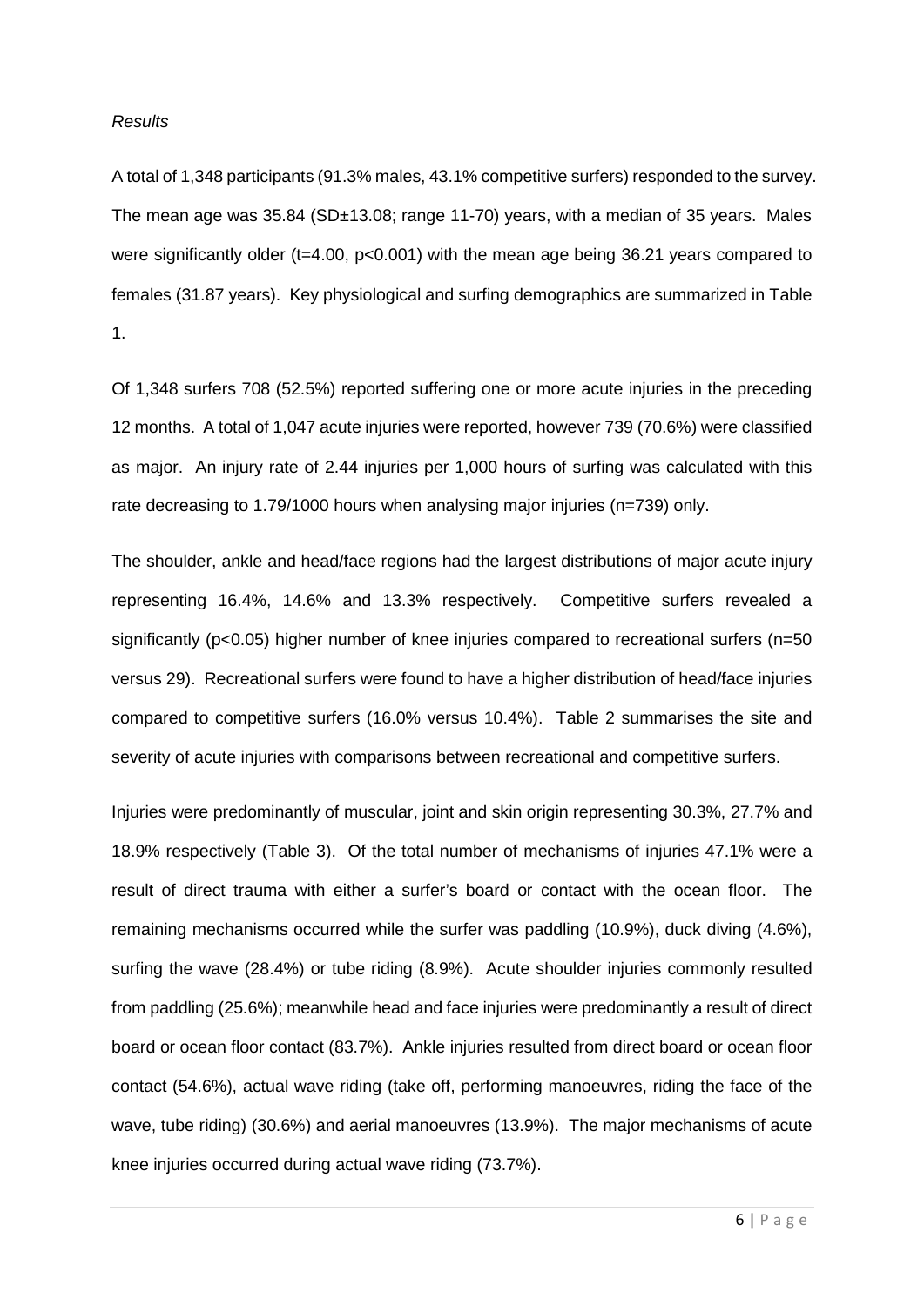*Results*

A total of 1,348 participants (91.3% males, 43.1% competitive surfers) responded to the survey. The mean age was 35.84 (SD±13.08; range 11-70) years, with a median of 35 years. Males were significantly older ($t=4.00$, $p<0.001$) with the mean age being 36.21 years compared to females (31.87 years). Key physiological and surfing demographics are summarized in Table 1.

Of 1,348 surfers 708 (52.5%) reported suffering one or more acute injuries in the preceding 12 months. A total of 1,047 acute injuries were reported, however 739 (70.6%) were classified as major. An injury rate of 2.44 injuries per 1,000 hours of surfing was calculated with this rate decreasing to 1.79/1000 hours when analysing major injuries (n=739) only.

The shoulder, ankle and head/face regions had the largest distributions of major acute injury representing 16.4%, 14.6% and 13.3% respectively. Competitive surfers revealed a significantly ($p<0.05$) higher number of knee injuries compared to recreational surfers (n=50 versus 29). Recreational surfers were found to have a higher distribution of head/face injuries compared to competitive surfers (16.0% versus 10.4%). Table 2 summarises the site and severity of acute injuries with comparisons between recreational and competitive surfers.

Injuries were predominantly of muscular, joint and skin origin representing 30.3%, 27.7% and 18.9% respectively (Table 3). Of the total number of mechanisms of injuries 47.1% were a result of direct trauma with either a surfer's board or contact with the ocean floor. The remaining mechanisms occurred while the surfer was paddling (10.9%), duck diving (4.6%), surfing the wave (28.4%) or tube riding (8.9%). Acute shoulder injuries commonly resulted from paddling (25.6%); meanwhile head and face injuries were predominantly a result of direct board or ocean floor contact (83.7%). Ankle injuries resulted from direct board or ocean floor contact (54.6%), actual wave riding (take off, performing manoeuvres, riding the face of the wave, tube riding) (30.6%) and aerial manoeuvres (13.9%). The major mechanisms of acute knee injuries occurred during actual wave riding (73.7%).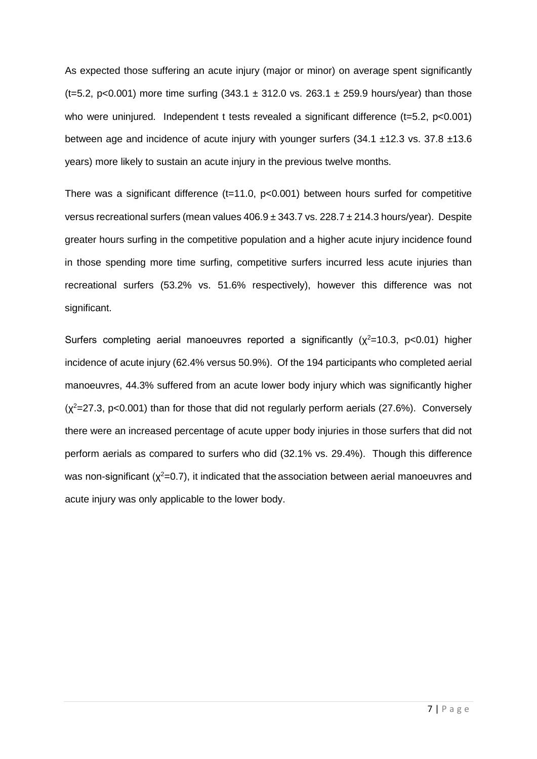As expected those suffering an acute injury (major or minor) on average spent significantly ($t=5.2$, $p<0.001$) more time surfing (343.1 ± 312.0 vs. 263.1 ± 259.9 hours/year) than those who were uninjured. Independent t tests revealed a significant difference ($t=5.2$, $p<0.001$) between age and incidence of acute injury with younger surfers (34.1 ±12.3 vs. 37.8 ±13.6 years) more likely to sustain an acute injury in the previous twelve months.

There was a significant difference ($t=11.0$, $p<0.001$) between hours surfed for competitive versus recreational surfers (mean values 406.9 ± 343.7 vs. 228.7 ± 214.3 hours/year). Despite greater hours surfing in the competitive population and a higher acute injury incidence found in those spending more time surfing, competitive surfers incurred less acute injuries than recreational surfers (53.2% vs. 51.6% respectively), however this difference was not significant.

Surfers completing aerial manoeuvres reported a significantly ($\chi^2=10.3$, $p<0.01$) higher incidence of acute injury (62.4% versus 50.9%). Of the 194 participants who completed aerial manoeuvres, 44.3% suffered from an acute lower body injury which was significantly higher ($\chi^2=27.3$, $p<0.001$) than for those that did not regularly perform aerials (27.6%). Conversely there were an increased percentage of acute upper body injuries in those surfers that did not perform aerials as compared to surfers who did (32.1% vs. 29.4%). Though this difference was non-significant ($\chi^2=0.7$), it indicated that the association between aerial manoeuvres and acute injury was only applicable to the lower body.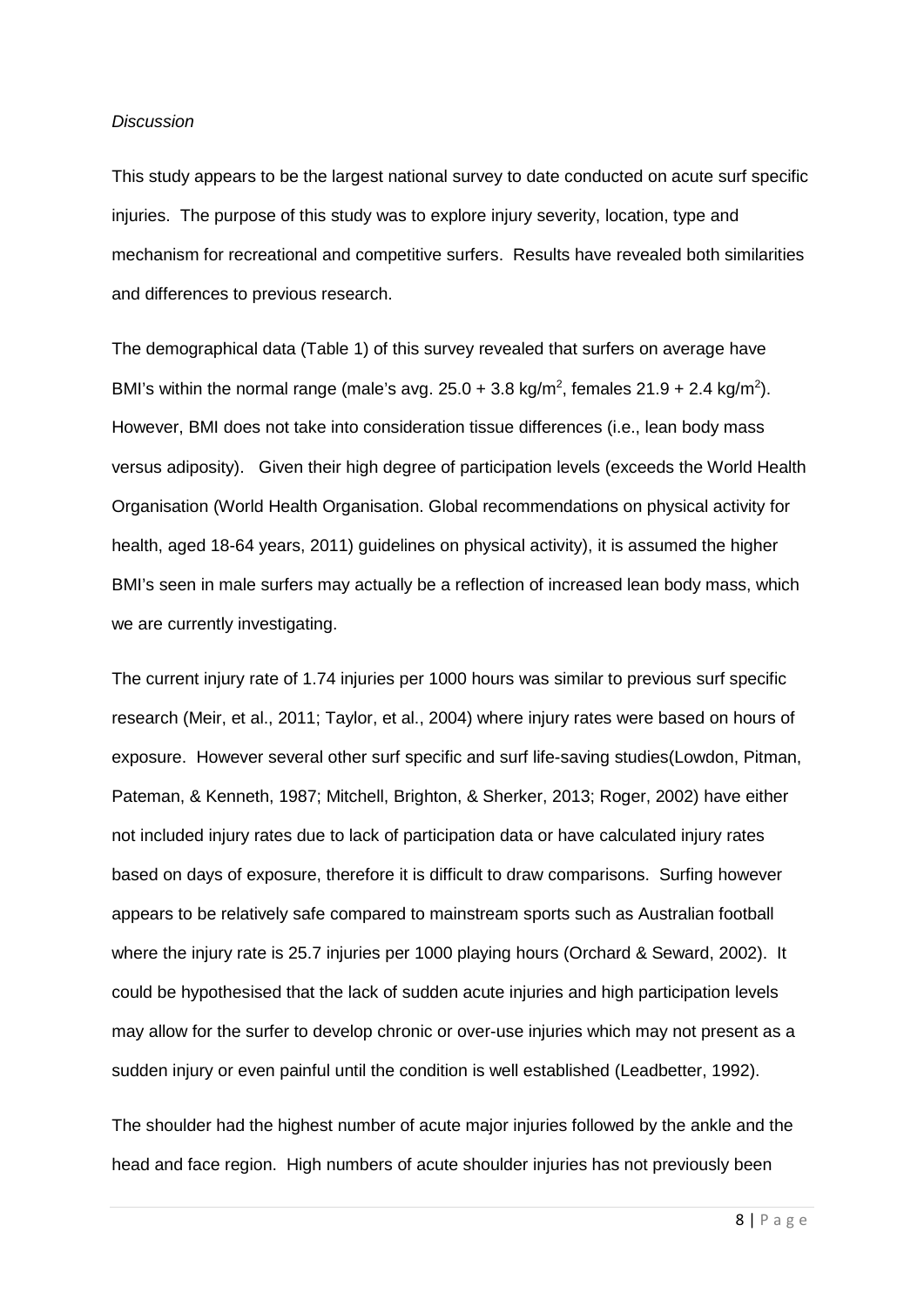*Discussion*

This study appears to be the largest national survey to date conducted on acute surf specific injuries. The purpose of this study was to explore injury severity, location, type and mechanism for recreational and competitive surfers. Results have revealed both similarities and differences to previous research.

The demographical data (Table 1) of this survey revealed that surfers on average have BMI's within the normal range (male's avg. 25.0 + 3.8 kg/m$^2$, females 21.9 + 2.4 kg/m$^2$). However, BMI does not take into consideration tissue differences (i.e., lean body mass versus adiposity). Given their high degree of participation levels (exceeds the World Health Organisation (World Health Organisation. Global recommendations on physical activity for health, aged 18-64 years, 2011) guidelines on physical activity), it is assumed the higher BMI's seen in male surfers may actually be a reflection of increased lean body mass, which we are currently investigating.

The current injury rate of 1.74 injuries per 1000 hours was similar to previous surf specific research (Meir, et al., 2011; Taylor, et al., 2004) where injury rates were based on hours of exposure. However several other surf specific and surf life-saving studies(Lowdon, Pitman, Pateman, & Kenneth, 1987; Mitchell, Brighton, & Sherker, 2013; Roger, 2002) have either not included injury rates due to lack of participation data or have calculated injury rates based on days of exposure, therefore it is difficult to draw comparisons. Surfing however appears to be relatively safe compared to mainstream sports such as Australian football where the injury rate is 25.7 injuries per 1000 playing hours (Orchard & Seward, 2002). It could be hypothesised that the lack of sudden acute injuries and high participation levels may allow for the surfer to develop chronic or over-use injuries which may not present as a sudden injury or even painful until the condition is well established (Leadbetter, 1992).

The shoulder had the highest number of acute major injuries followed by the ankle and the head and face region. High numbers of acute shoulder injuries has not previously been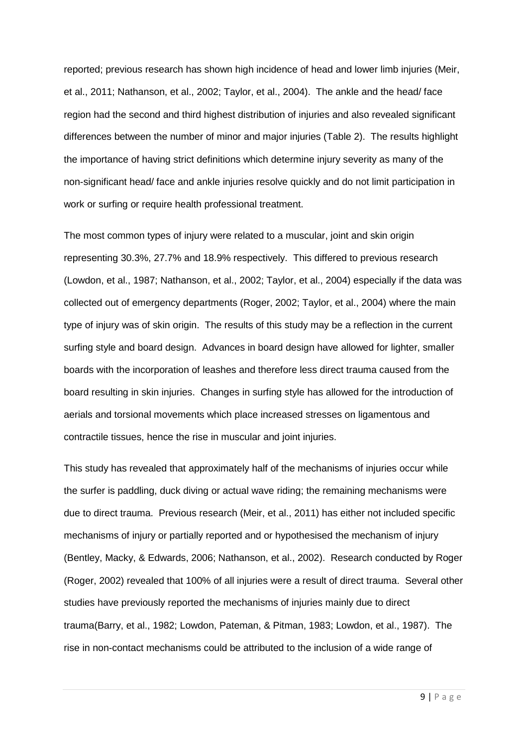reported; previous research has shown high incidence of head and lower limb injuries (Meir, et al., 2011; Nathanson, et al., 2002; Taylor, et al., 2004). The ankle and the head/ face region had the second and third highest distribution of injuries and also revealed significant differences between the number of minor and major injuries (Table 2). The results highlight the importance of having strict definitions which determine injury severity as many of the non-significant head/ face and ankle injuries resolve quickly and do not limit participation in work or surfing or require health professional treatment.

The most common types of injury were related to a muscular, joint and skin origin representing 30.3%, 27.7% and 18.9% respectively. This differed to previous research (Lowdon, et al., 1987; Nathanson, et al., 2002; Taylor, et al., 2004) especially if the data was collected out of emergency departments (Roger, 2002; Taylor, et al., 2004) where the main type of injury was of skin origin. The results of this study may be a reflection in the current surfing style and board design. Advances in board design have allowed for lighter, smaller boards with the incorporation of leashes and therefore less direct trauma caused from the board resulting in skin injuries. Changes in surfing style has allowed for the introduction of aerials and torsional movements which place increased stresses on ligamentous and contractile tissues, hence the rise in muscular and joint injuries.

This study has revealed that approximately half of the mechanisms of injuries occur while the surfer is paddling, duck diving or actual wave riding; the remaining mechanisms were due to direct trauma. Previous research (Meir, et al., 2011) has either not included specific mechanisms of injury or partially reported and or hypothesised the mechanism of injury (Bentley, Macky, & Edwards, 2006; Nathanson, et al., 2002). Research conducted by Roger (Roger, 2002) revealed that 100% of all injuries were a result of direct trauma. Several other studies have previously reported the mechanisms of injuries mainly due to direct trauma(Barry, et al., 1982; Lowdon, Pateman, & Pitman, 1983; Lowdon, et al., 1987). The rise in non-contact mechanisms could be attributed to the inclusion of a wide range of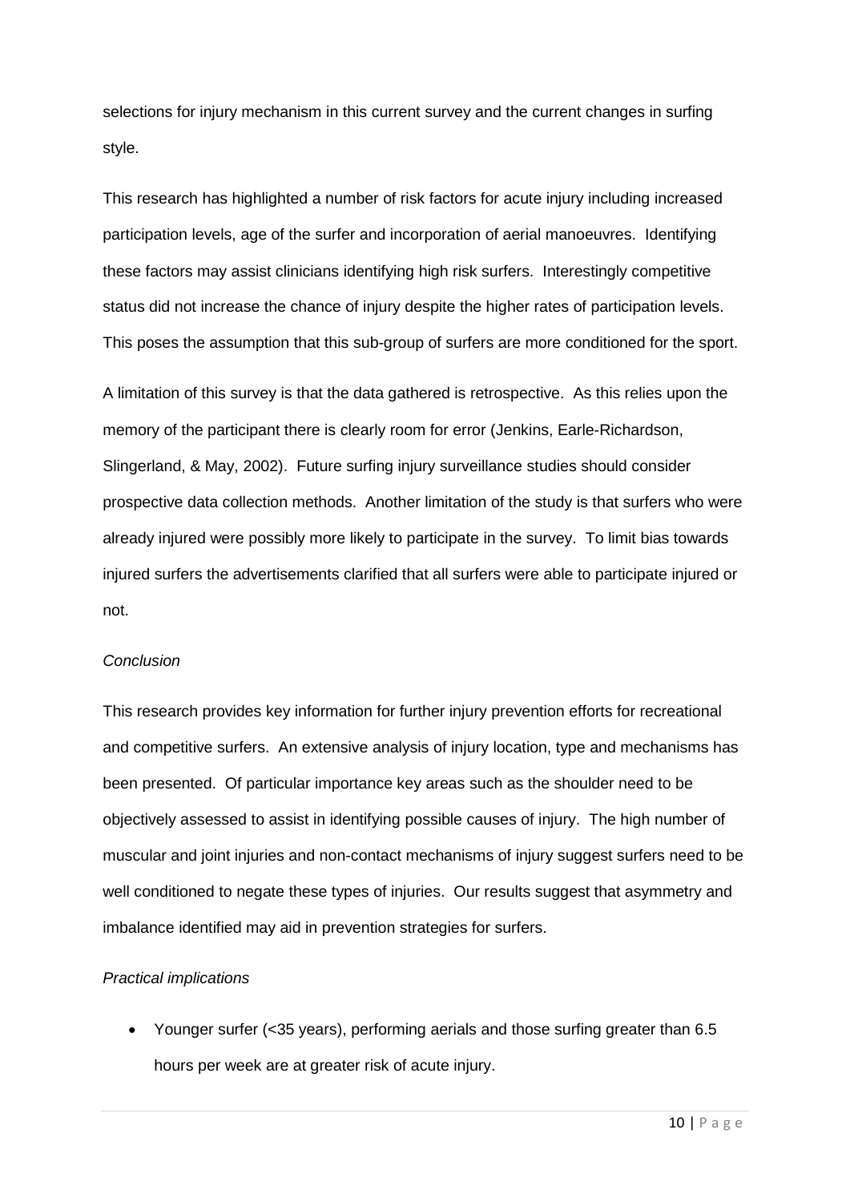selections for injury mechanism in this current survey and the current changes in surfing style.

This research has highlighted a number of risk factors for acute injury including increased participation levels, age of the surfer and incorporation of aerial manoeuvres. Identifying these factors may assist clinicians identifying high risk surfers. Interestingly competitive status did not increase the chance of injury despite the higher rates of participation levels. This poses the assumption that this sub-group of surfers are more conditioned for the sport.

A limitation of this survey is that the data gathered is retrospective. As this relies upon the memory of the participant there is clearly room for error (Jenkins, Earle-Richardson, Slingerland, & May, 2002). Future surfing injury surveillance studies should consider prospective data collection methods. Another limitation of the study is that surfers who were already injured were possibly more likely to participate in the survey. To limit bias towards injured surfers the advertisements clarified that all surfers were able to participate injured or not.

*Conclusion*

This research provides key information for further injury prevention efforts for recreational and competitive surfers. An extensive analysis of injury location, type and mechanisms has been presented. Of particular importance key areas such as the shoulder need to be objectively assessed to assist in identifying possible causes of injury. The high number of muscular and joint injuries and non-contact mechanisms of injury suggest surfers need to be well conditioned to negate these types of injuries. Our results suggest that asymmetry and imbalance identified may aid in prevention strategies for surfers.

*Practical implications*

- Younger surfer (<35 years), performing aerials and those surfing greater than 6.5 hours per week are at greater risk of acute injury.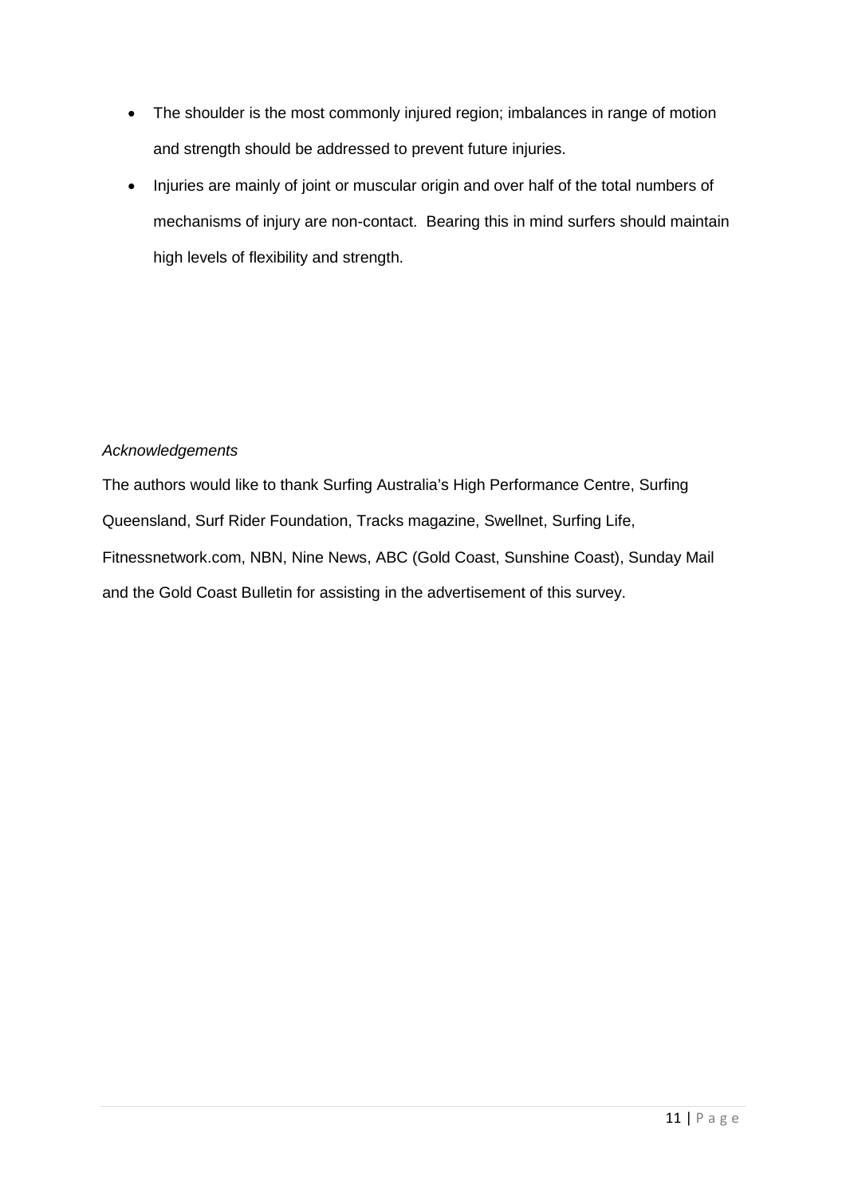- The shoulder is the most commonly injured region; imbalances in range of motion and strength should be addressed to prevent future injuries.
- Injuries are mainly of joint or muscular origin and over half of the total numbers of mechanisms of injury are non-contact. Bearing this in mind surfers should maintain high levels of flexibility and strength.

*Acknowledgements*

The authors would like to thank Surfing Australia's High Performance Centre, Surfing Queensland, Surf Rider Foundation, Tracks magazine, Swellnet, Surfing Life, Fitnessnetwork.com, NBN, Nine News, ABC (Gold Coast, Sunshine Coast), Sunday Mail and the Gold Coast Bulletin for assisting in the advertisement of this survey.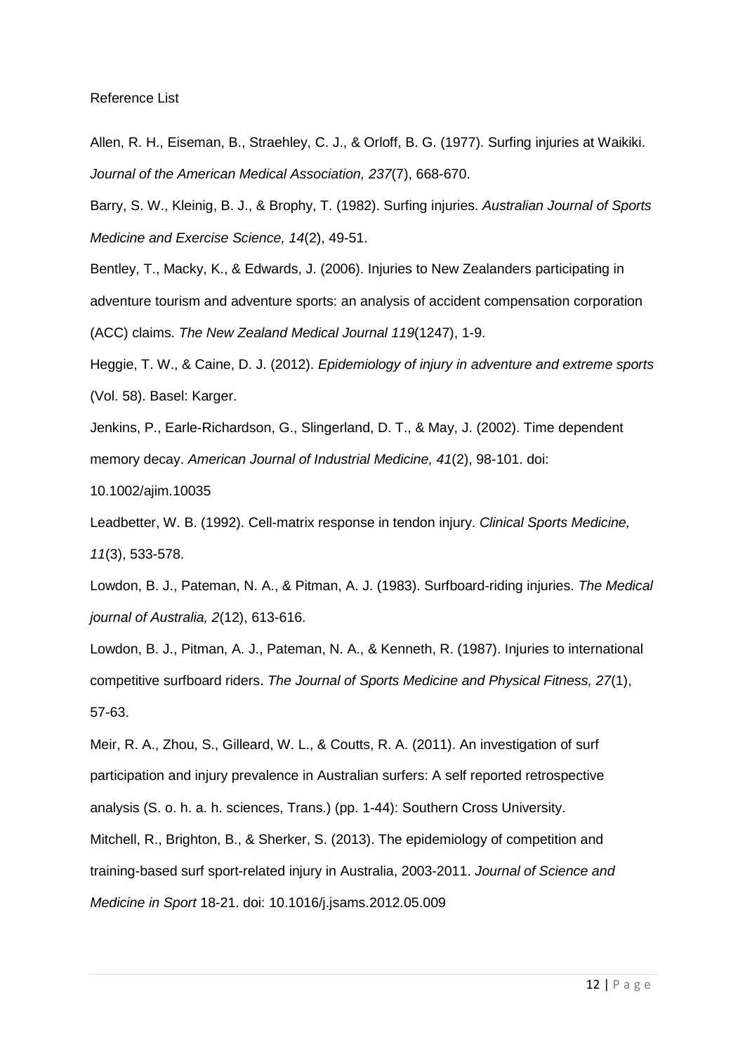Reference List

Allen, R. H., Eiseman, B., Straehley, C. J., & Orloff, B. G. (1977). Surfing injuries at Waikiki. *Journal of the American Medical Association, 237*(7), 668-670.

Barry, S. W., Kleinig, B. J., & Brophy, T. (1982). Surfing injuries. *Australian Journal of Sports Medicine and Exercise Science, 14*(2), 49-51.

Bentley, T., Macky, K., & Edwards, J. (2006). Injuries to New Zealanders participating in adventure tourism and adventure sports: an analysis of accident compensation corporation (ACC) claims. *The New Zealand Medical Journal 119*(1247), 1-9.

Heggie, T. W., & Caine, D. J. (2012). *Epidemiology of injury in adventure and extreme sports* (Vol. 58). Basel: Karger.

Jenkins, P., Earle-Richardson, G., Slingerland, D. T., & May, J. (2002). Time dependent memory decay. *American Journal of Industrial Medicine, 41*(2), 98-101. doi: 10.1002/ajim.10035

Leadbetter, W. B. (1992). Cell-matrix response in tendon injury. *Clinical Sports Medicine, 11*(3), 533-578.

Lowdon, B. J., Pateman, N. A., & Pitman, A. J. (1983). Surfboard-riding injuries. *The Medical journal of Australia, 2*(12), 613-616.

Lowdon, B. J., Pitman, A. J., Pateman, N. A., & Kenneth, R. (1987). Injuries to international competitive surfboard riders. *The Journal of Sports Medicine and Physical Fitness, 27*(1), 57-63.

Meir, R. A., Zhou, S., Gilleard, W. L., & Coutts, R. A. (2011). An investigation of surf participation and injury prevalence in Australian surfers: A self reported retrospective analysis (S. o. h. a. h. sciences, Trans.) (pp. 1-44): Southern Cross University.

Mitchell, R., Brighton, B., & Sherker, S. (2013). The epidemiology of competition and training-based surf sport-related injury in Australia, 2003-2011. *Journal of Science and Medicine in Sport* 18-21. doi: 10.1016/j.jsams.2012.05.009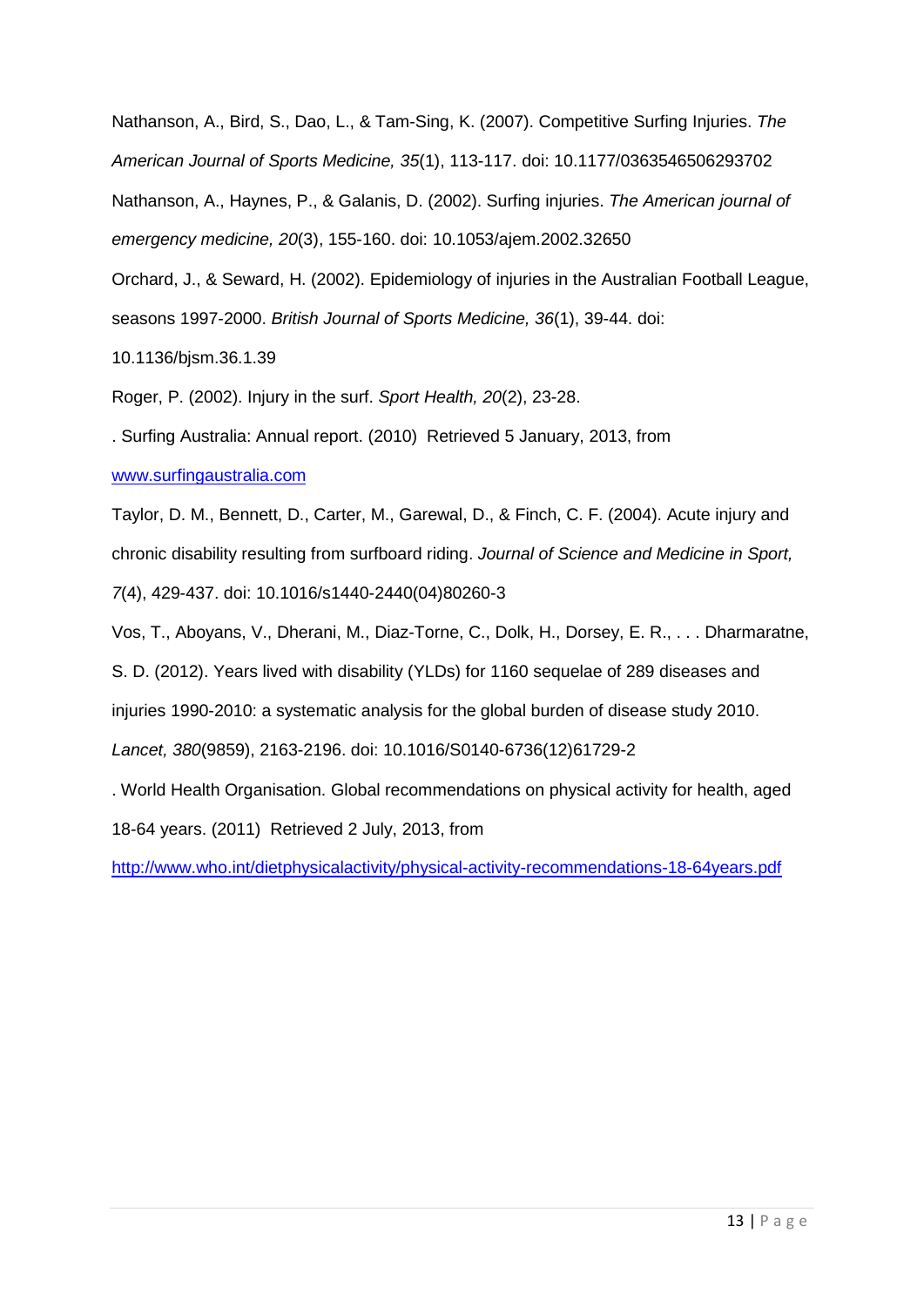Nathanson, A., Bird, S., Dao, L., & Tam-Sing, K. (2007). Competitive Surfing Injuries. *The American Journal of Sports Medicine, 35*(1), 113-117. doi: 10.1177/0363546506293702

Nathanson, A., Haynes, P., & Galanis, D. (2002). Surfing injuries. *The American journal of emergency medicine, 20*(3), 155-160. doi: 10.1053/ajem.2002.32650

Orchard, J., & Seward, H. (2002). Epidemiology of injuries in the Australian Football League, seasons 1997-2000. *British Journal of Sports Medicine, 36*(1), 39-44. doi: 10.1136/bjsm.36.1.39

Roger, P. (2002). Injury in the surf. *Sport Health, 20*(2), 23-28.

. Surfing Australia: Annual report. (2010) Retrieved 5 January, 2013, from [www.surfingaustralia.com](www.surfingaustralia.com)

Taylor, D. M., Bennett, D., Carter, M., Garewal, D., & Finch, C. F. (2004). Acute injury and chronic disability resulting from surfboard riding. *Journal of Science and Medicine in Sport, 7*(4), 429-437. doi: 10.1016/s1440-2440(04)80260-3

Vos, T., Aboyans, V., Dherani, M., Diaz-Torne, C., Dolk, H., Dorsey, E. R., . . . Dharmaratne, S. D. (2012). Years lived with disability (YLDs) for 1160 sequelae of 289 diseases and injuries 1990-2010: a systematic analysis for the global burden of disease study 2010. *Lancet, 380*(9859), 2163-2196. doi: 10.1016/S0140-6736(12)61729-2

. World Health Organisation. Global recommendations on physical activity for health, aged 18-64 years. (2011) Retrieved 2 July, 2013, from [http://www.who.int/dietphysicalactivity/physical-activity-recommendations-18-64years.pdf](http://www.who.int/dietphysicalactivity/physical-activity-recommendations-18-64years.pdf)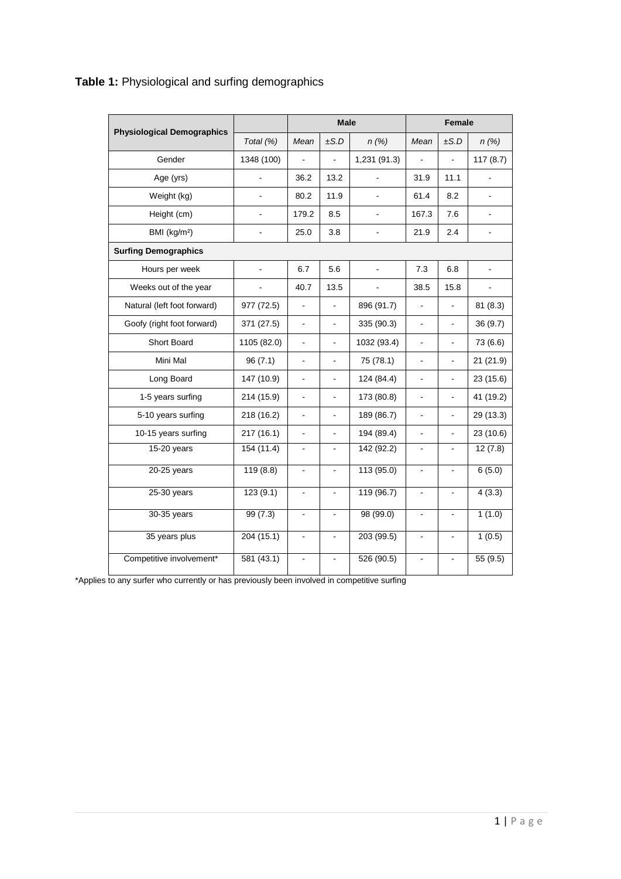**Table 1:** Physiological and surfing demographics

| Physiological Demographics | | Male | | | Female | | |
|---|---|---|---|---|---|---|---|
| | *Total (%)* | *Mean* | *±S.D* | *n (%)* | *Mean* | *±S.D* | *n (%)* |
| Gender | 1348 (100) | - | - | 1,231 (91.3) | - | - | 117 (8.7) |
| Age (yrs) | - | 36.2 | 13.2 | - | 31.9 | 11.1 | - |
| Weight (kg) | - | 80.2 | 11.9 | - | 61.4 | 8.2 | - |
| Height (cm) | - | 179.2 | 8.5 | - | 167.3 | 7.6 | - |
| BMI (kg/m²) | - | 25.0 | 3.8 | - | 21.9 | 2.4 | - |
| **Surfing Demographics** | | | | | | | |
| Hours per week | - | 6.7 | 5.6 | - | 7.3 | 6.8 | - |
| Weeks out of the year | - | 40.7 | 13.5 | - | 38.5 | 15.8 | - |
| Natural (left foot forward) | 977 (72.5) | - | - | 896 (91.7) | - | - | 81 (8.3) |
| Goofy (right foot forward) | 371 (27.5) | - | - | 335 (90.3) | - | - | 36 (9.7) |
| Short Board | 1105 (82.0) | - | - | 1032 (93.4) | - | - | 73 (6.6) |
| Mini Mal | 96 (7.1) | - | - | 75 (78.1) | - | - | 21 (21.9) |
| Long Board | 147 (10.9) | - | - | 124 (84.4) | - | - | 23 (15.6) |
| 1-5 years surfing | 214 (15.9) | - | - | 173 (80.8) | - | - | 41 (19.2) |
| 5-10 years surfing | 218 (16.2) | - | - | 189 (86.7) | - | - | 29 (13.3) |
| 10-15 years surfing | 217 (16.1) | - | - | 194 (89.4) | - | - | 23 (10.6) |
| 15-20 years | 154 (11.4) | - | - | 142 (92.2) | - | - | 12 (7.8) |
| 20-25 years | 119 (8.8) | - | - | 113 (95.0) | - | - | 6 (5.0) |
| 25-30 years | 123 (9.1) | - | - | 119 (96.7) | - | - | 4 (3.3) |
| 30-35 years | 99 (7.3) | - | - | 98 (99.0) | - | - | 1 (1.0) |
| 35 years plus | 204 (15.1) | - | - | 203 (99.5) | - | - | 1 (0.5) |
| Competitive involvement* | 581 (43.1) | - | - | 526 (90.5) | - | - | 55 (9.5) |

*Applies to any surfer who currently or has previously been involved in competitive surfing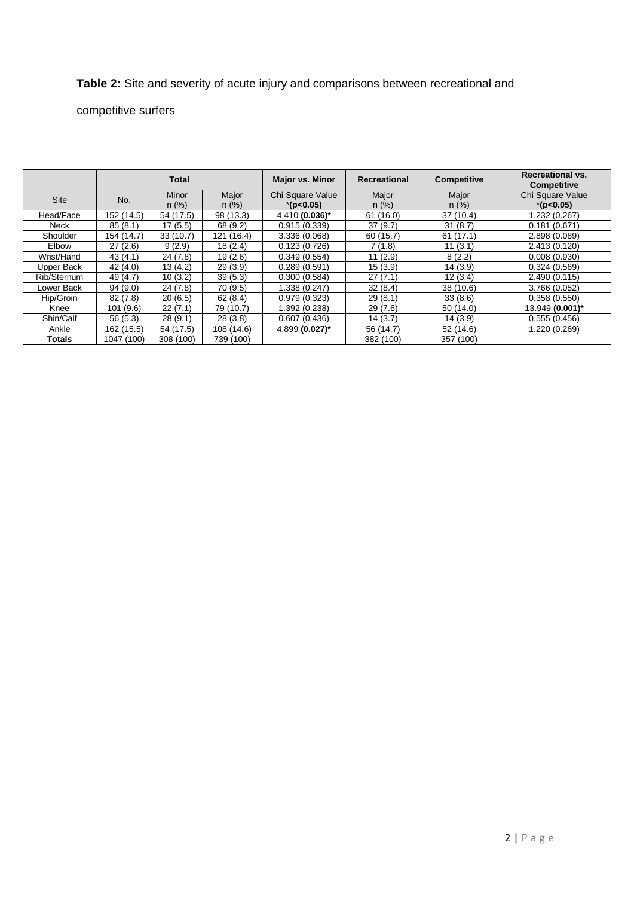**Table 2:** Site and severity of acute injury and comparisons between recreational and competitive surfers

| | Total | | | Major vs. Minor | Recreational | Competitive | Recreational vs. Competitive |
|---|---|---|---|---|---|---|---|
| Site | No. | Minor n (%) | Major n (%) | Chi Square Value *(p<0.05) | Major n (%) | Major n (%) | Chi Square Value *(p<0.05) |
| Head/Face | 152 (14.5) | 54 (17.5) | 98 (13.3) | 4.410 **(0.036)*** | 61 (16.0) | 37 (10.4) | 1.232 (0.267) |
| Neck | 85 (8.1) | 17 (5.5) | 68 (9.2) | 0.915 (0.339) | 37 (9.7) | 31 (8.7) | 0.181 (0.671) |
| Shoulder | 154 (14.7) | 33 (10.7) | 121 (16.4) | 3.336 (0.068) | 60 (15.7) | 61 (17.1) | 2.898 (0.089) |
| Elbow | 27 (2.6) | 9 (2.9) | 18 (2.4) | 0.123 (0.726) | 7 (1.8) | 11 (3.1) | 2.413 (0.120) |
| Wrist/Hand | 43 (4.1) | 24 (7.8) | 19 (2.6) | 0.349 (0.554) | 11 (2.9) | 8 (2.2) | 0.008 (0.930) |
| Upper Back | 42 (4.0) | 13 (4.2) | 29 (3.9) | 0.289 (0.591) | 15 (3.9) | 14 (3.9) | 0.324 (0.569) |
| Rib/Sternum | 49 (4.7) | 10 (3.2) | 39 (5.3) | 0.300 (0.584) | 27 (7.1) | 12 (3.4) | 2.490 (0.115) |
| Lower Back | 94 (9.0) | 24 (7.8) | 70 (9.5) | 1.338 (0.247) | 32 (8.4) | 38 (10.6) | 3.766 (0.052) |
| Hip/Groin | 82 (7.8) | 20 (6.5) | 62 (8.4) | 0.979 (0.323) | 29 (8.1) | 33 (8.6) | 0.358 (0.550) |
| Knee | 101 (9.6) | 22 (7.1) | 79 (10.7) | 1.392 (0.238) | 29 (7.6) | 50 (14.0) | 13.949 **(0.001)*** |
| Shin/Calf | 56 (5.3) | 28 (9.1) | 28 (3.8) | 0.607 (0.436) | 14 (3.7) | 14 (3.9) | 0.555 (0.456) |
| Ankle | 162 (15.5) | 54 (17.5) | 108 (14.6) | 4.899 **(0.027)*** | 56 (14.7) | 52 (14.6) | 1.220 (0.269) |
| **Totals** | 1047 (100) | 308 (100) | 739 (100) | | 382 (100) | 357 (100) | |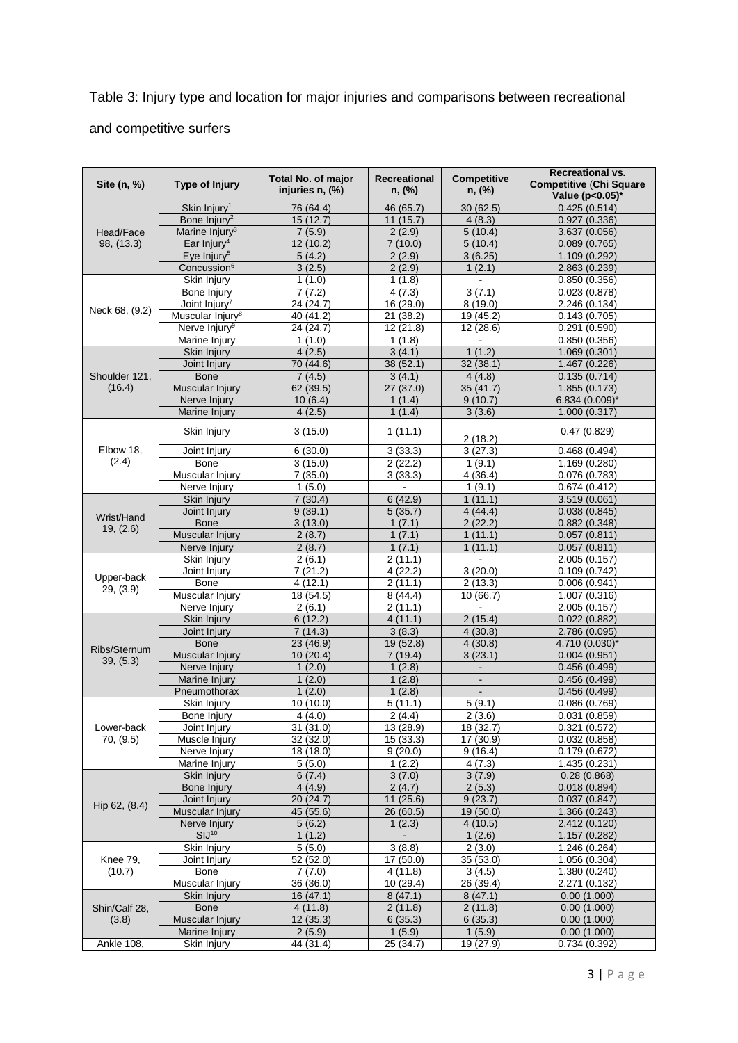Table 3: Injury type and location for major injuries and comparisons between recreational and competitive surfers

| Site (n, %) | Type of Injury | Total No. of major injuries n, (%) | Recreational n, (%) | Competitive n, (%) | Recreational vs. Competitive (Chi Square Value (p<0.05)* |
|---|---|---|---|---|---|
| Head/Face 98, (13.3) | Skin Injury[1] | 76 (64.4) | 46 (65.7) | 30 (62.5) | 0.425 (0.514) |
| | Bone Injury[2] | 15 (12.7) | 11 (15.7) | 4 (8.3) | 0.927 (0.336) |
| | Marine Injury[3] | 7 (5.9) | 2 (2.9) | 5 (10.4) | 3.637 (0.056) |
| | Ear Injury[4] | 12 (10.2) | 7 (10.0) | 5 (10.4) | 0.089 (0.765) |
| | Eye Injury[5] | 5 (4.2) | 2 (2.9) | 3 (6.25) | 1.109 (0.292) |
| | Concussion[6] | 3 (2.5) | 2 (2.9) | 1 (2.1) | 2.863 (0.239) |
| Neck 68, (9.2) | Skin Injury | 1 (1.0) | 1 (1.8) | - | 0.850 (0.356) |
| | Bone Injury | 7 (7.2) | 4 (7.3) | 3 (7.1) | 0.023 (0.878) |
| | Joint Injury[7] | 24 (24.7) | 16 (29.0) | 8 (19.0) | 2.246 (0.134) |
| | Muscular Injury[8] | 40 (41.2) | 21 (38.2) | 19 (45.2) | 0.143 (0.705) |
| | Nerve Injury[9] | 24 (24.7) | 12 (21.8) | 12 (28.6) | 0.291 (0.590) |
| | Marine Injury | 1 (1.0) | 1 (1.8) | - | 0.850 (0.356) |
| Shoulder 121, (16.4) | Skin Injury | 4 (2.5) | 3 (4.1) | 1 (1.2) | 1.069 (0.301) |
| | Joint Injury | 70 (44.6) | 38 (52.1) | 32 (38.1) | 1.467 (0.226) |
| | Bone | 7 (4.5) | 3 (4.1) | 4 (4.8) | 0.135 (0.714) |
| | Muscular Injury | 62 (39.5) | 27 (37.0) | 35 (41.7) | 1.855 (0.173) |
| | Nerve Injury | 10 (6.4) | 1 (1.4) | 9 (10.7) | 6.834 (0.009)* |
| | Marine Injury | 4 (2.5) | 1 (1.4) | 3 (3.6) | 1.000 (0.317) |
| Elbow 18, (2.4) | Skin Injury | 3 (15.0) | 1 (11.1) | 2 (18.2) | 0.47 (0.829) |
| | Joint Injury | 6 (30.0) | 3 (33.3) | 3 (27.3) | 0.468 (0.494) |
| | Bone | 3 (15.0) | 2 (22.2) | 1 (9.1) | 1.169 (0.280) |
| | Muscular Injury | 7 (35.0) | 3 (33.3) | 4 (36.4) | 0.076 (0.783) |
| | Nerve Injury | 1 (5.0) | - | 1 (9.1) | 0.674 (0.412) |
| Wrist/Hand 19, (2.6) | Skin Injury | 7 (30.4) | 6 (42.9) | 1 (11.1) | 3.519 (0.061) |
| | Joint Injury | 9 (39.1) | 5 (35.7) | 4 (44.4) | 0.038 (0.845) |
| | Bone | 3 (13.0) | 1 (7.1) | 2 (22.2) | 0.882 (0.348) |
| | Muscular Injury | 2 (8.7) | 1 (7.1) | 1 (11.1) | 0.057 (0.811) |
| | Nerve Injury | 2 (8.7) | 1 (7.1) | 1 (11.1) | 0.057 (0.811) |
| Upper-back 29, (3.9) | Skin Injury | 2 (6.1) | 2 (11.1) | - | 2.005 (0.157) |
| | Joint Injury | 7 (21.2) | 4 (22.2) | 3 (20.0) | 0.109 (0.742) |
| | Bone | 4 (12.1) | 2 (11.1) | 2 (13.3) | 0.006 (0.941) |
| | Muscular Injury | 18 (54.5) | 8 (44.4) | 10 (66.7) | 1.007 (0.316) |
| | Nerve Injury | 2 (6.1) | 2 (11.1) | - | 2.005 (0.157) |
| Ribs/Sternum 39, (5.3) | Skin Injury | 6 (12.2) | 4 (11.1) | 2 (15.4) | 0.022 (0.882) |
| | Joint Injury | 7 (14.3) | 3 (8.3) | 4 (30.8) | 2.786 (0.095) |
| | Bone | 23 (46.9) | 19 (52.8) | 4 (30.8) | 4.710 (0.030)* |
| | Muscular Injury | 10 (20.4) | 7 (19.4) | 3 (23.1) | 0.004 (0.951) |
| | Nerve Injury | 1 (2.0) | 1 (2.8) | - | 0.456 (0.499) |
| | Marine Injury | 1 (2.0) | 1 (2.8) | - | 0.456 (0.499) |
| | Pneumothorax | 1 (2.0) | 1 (2.8) | - | 0.456 (0.499) |
| Lower-back 70, (9.5) | Skin Injury | 10 (10.0) | 5 (11.1) | 5 (9.1) | 0.086 (0.769) |
| | Bone Injury | 4 (4.0) | 2 (4.4) | 2 (3.6) | 0.031 (0.859) |
| | Joint Injury | 31 (31.0) | 13 (28.9) | 18 (32.7) | 0.321 (0.572) |
| | Muscle Injury | 32 (32.0) | 15 (33.3) | 17 (30.9) | 0.032 (0.858) |
| | Nerve Injury | 18 (18.0) | 9 (20.0) | 9 (16.4) | 0.179 (0.672) |
| | Marine Injury | 5 (5.0) | 1 (2.2) | 4 (7.3) | 1.435 (0.231) |
| Hip 62, (8.4) | Skin Injury | 6 (7.4) | 3 (7.0) | 3 (7.9) | 0.28 (0.868) |
| | Bone Injury | 4 (4.9) | 2 (4.7) | 2 (5.3) | 0.018 (0.894) |
| | Joint Injury | 20 (24.7) | 11 (25.6) | 9 (23.7) | 0.037 (0.847) |
| | Muscular Injury | 45 (55.6) | 26 (60.5) | 19 (50.0) | 1.366 (0.243) |
| | Nerve Injury | 5 (6.2) | 1 (2.3) | 4 (10.5) | 2.412 (0.120) |
| | SIJ[10] | 1 (1.2) | - | 1 (2.6) | 1.157 (0.282) |
| Knee 79, (10.7) | Skin Injury | 5 (5.0) | 3 (8.8) | 2 (3.0) | 1.246 (0.264) |
| | Joint Injury | 52 (52.0) | 17 (50.0) | 35 (53.0) | 1.056 (0.304) |
| | Bone | 7 (7.0) | 4 (11.8) | 3 (4.5) | 1.380 (0.240) |
| | Muscular Injury | 36 (36.0) | 10 (29.4) | 26 (39.4) | 2.271 (0.132) |
| Shin/Calf 28, (3.8) | Skin Injury | 16 (47.1) | 8 (47.1) | 8 (47.1) | 0.00 (1.000) |
| | Bone | 4 (11.8) | 2 (11.8) | 2 (11.8) | 0.00 (1.000) |
| | Muscular Injury | 12 (35.3) | 6 (35.3) | 6 (35.3) | 0.00 (1.000) |
| | Marine Injury | 2 (5.9) | 1 (5.9) | 1 (5.9) | 0.00 (1.000) |
| Ankle 108, | Skin Injury | 44 (31.4) | 25 (34.7) | 19 (27.9) | 0.734 (0.392) |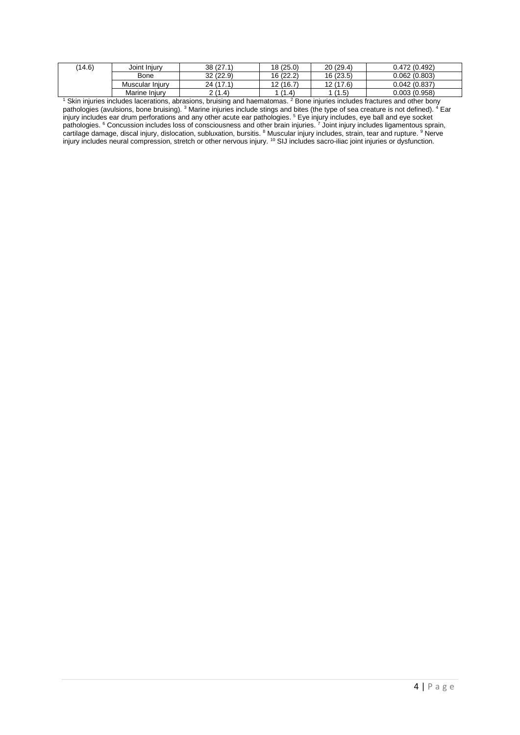| | | | | | |
|---|---|---|---|---|---|
| (14.6) | Joint Injury | 38 (27.1) | 18 (25.0) | 20 (29.4) | 0.472 (0.492) |
| | Bone | 32 (22.9) | 16 (22.2) | 16 (23.5) | 0.062 (0.803) |
| | Muscular Injury | 24 (17.1) | 12 (16.7) | 12 (17.6) | 0.042 (0.837) |
| | Marine Injury | 2 (1.4) | 1 (1.4) | 1 (1.5) | 0.003 (0.958) |

[1] Skin injuries includes lacerations, abrasions, bruising and haematomas. [2] Bone injuries includes fractures and other bony pathologies (avulsions, bone bruising). [3] Marine injuries include stings and bites (the type of sea creature is not defined). [4] Ear injury includes ear drum perforations and any other acute ear pathologies. [5] Eye injury includes, eye ball and eye socket pathologies. [6] Concussion includes loss of consciousness and other brain injuries. [7] Joint injury includes ligamentous sprain, cartilage damage, discal injury, dislocation, subluxation, bursitis. [8] Muscular injury includes, strain, tear and rupture. [9] Nerve injury includes neural compression, stretch or other nervous injury. [10] SIJ includes sacro-iliac joint injuries or dysfunction.